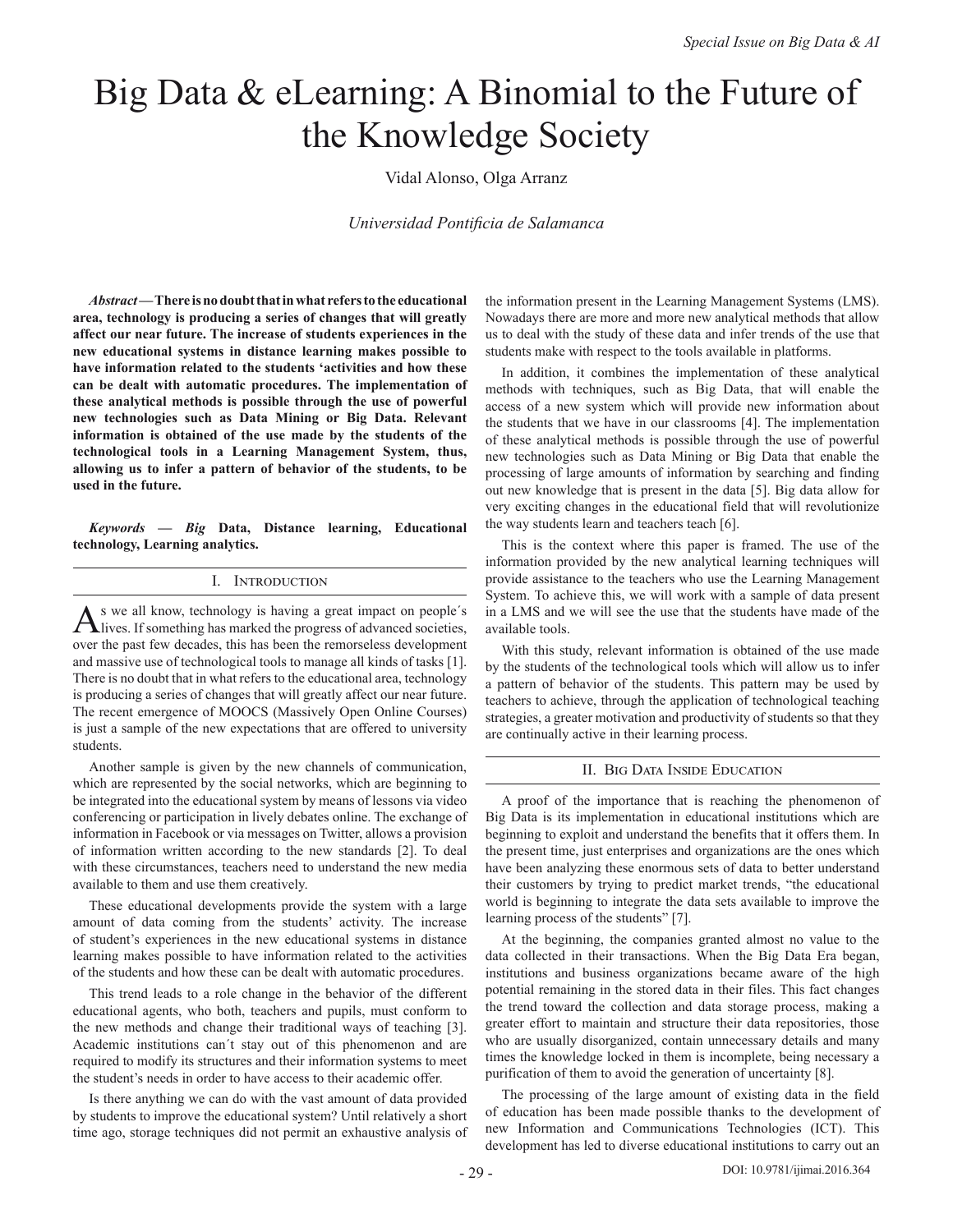# Big Data & eLearning: A Binomial to the Future of the Knowledge Society

Vidal Alonso, Olga Arranz

*Universidad Pontificia de Salamanca*

***Abstract* — There is no doubt that in what refers to the educational area, technology is producing a series of changes that will greatly affect our near future. The increase of students experiences in the new educational systems in distance learning makes possible to have information related to the students 'activities and how these can be dealt with automatic procedures. The implementation of these analytical methods is possible through the use of powerful new technologies such as Data Mining or Big Data. Relevant information is obtained of the use made by the students of the technological tools in a Learning Management System, thus, allowing us to infer a pattern of behavior of the students, to be used in the future.**

***Keywords — Big* Data, Distance learning, Educational technology, Learning analytics.**

## I. Introduction

As we all know, technology is having a great impact on people´s lives. If something has marked the progress of advanced societies, over the past few decades, this has been the remorseless development and massive use of technological tools to manage all kinds of tasks [1]. There is no doubt that in what refers to the educational area, technology is producing a series of changes that will greatly affect our near future. The recent emergence of MOOCS (Massively Open Online Courses) is just a sample of the new expectations that are offered to university students.

Another sample is given by the new channels of communication, which are represented by the social networks, which are beginning to be integrated into the educational system by means of lessons via video conferencing or participation in lively debates online. The exchange of information in Facebook or via messages on Twitter, allows a provision of information written according to the new standards [2]. To deal with these circumstances, teachers need to understand the new media available to them and use them creatively.

These educational developments provide the system with a large amount of data coming from the students' activity. The increase of student's experiences in the new educational systems in distance learning makes possible to have information related to the activities of the students and how these can be dealt with automatic procedures.

This trend leads to a role change in the behavior of the different educational agents, who both, teachers and pupils, must conform to the new methods and change their traditional ways of teaching [3]. Academic institutions can´t stay out of this phenomenon and are required to modify its structures and their information systems to meet the student's needs in order to have access to their academic offer.

Is there anything we can do with the vast amount of data provided by students to improve the educational system? Until relatively a short time ago, storage techniques did not permit an exhaustive analysis of the information present in the Learning Management Systems (LMS). Nowadays there are more and more new analytical methods that allow us to deal with the study of these data and infer trends of the use that students make with respect to the tools available in platforms.

In addition, it combines the implementation of these analytical methods with techniques, such as Big Data, that will enable the access of a new system which will provide new information about the students that we have in our classrooms [4]. The implementation of these analytical methods is possible through the use of powerful new technologies such as Data Mining or Big Data that enable the processing of large amounts of information by searching and finding out new knowledge that is present in the data [5]. Big data allow for very exciting changes in the educational field that will revolutionize the way students learn and teachers teach [6].

This is the context where this paper is framed. The use of the information provided by the new analytical learning techniques will provide assistance to the teachers who use the Learning Management System. To achieve this, we will work with a sample of data present in a LMS and we will see the use that the students have made of the available tools.

With this study, relevant information is obtained of the use made by the students of the technological tools which will allow us to infer a pattern of behavior of the students. This pattern may be used by teachers to achieve, through the application of technological teaching strategies, a greater motivation and productivity of students so that they are continually active in their learning process.

## II. Big Data Inside Education

A proof of the importance that is reaching the phenomenon of Big Data is its implementation in educational institutions which are beginning to exploit and understand the benefits that it offers them. In the present time, just enterprises and organizations are the ones which have been analyzing these enormous sets of data to better understand their customers by trying to predict market trends, "the educational world is beginning to integrate the data sets available to improve the learning process of the students" [7].

At the beginning, the companies granted almost no value to the data collected in their transactions. When the Big Data Era began, institutions and business organizations became aware of the high potential remaining in the stored data in their files. This fact changes the trend toward the collection and data storage process, making a greater effort to maintain and structure their data repositories, those who are usually disorganized, contain unnecessary details and many times the knowledge locked in them is incomplete, being necessary a purification of them to avoid the generation of uncertainty [8].

The processing of the large amount of existing data in the field of education has been made possible thanks to the development of new Information and Communications Technologies (ICT). This development has led to diverse educational institutions to carry out an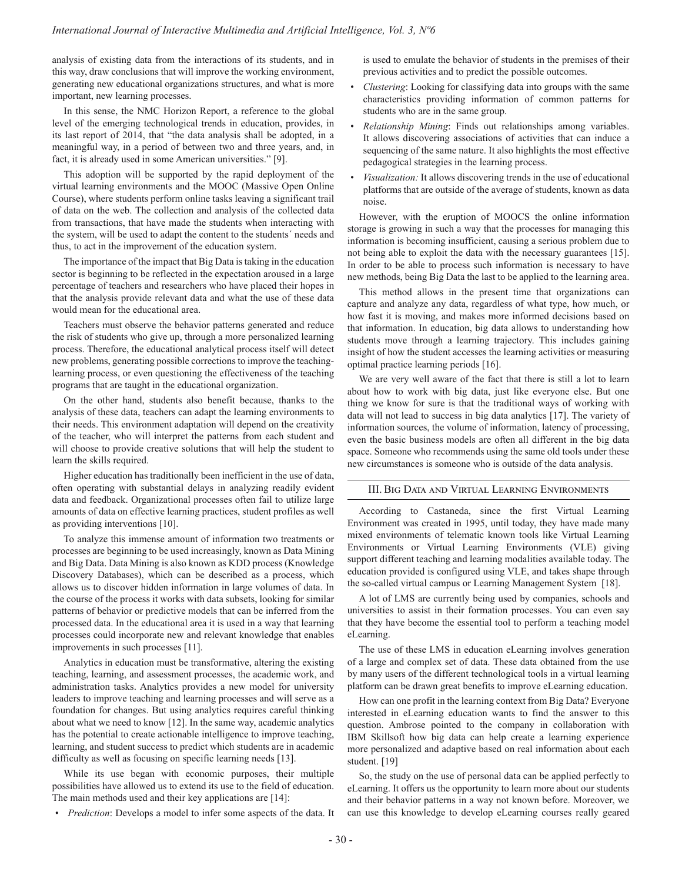analysis of existing data from the interactions of its students, and in this way, draw conclusions that will improve the working environment, generating new educational organizations structures, and what is more important, new learning processes.

In this sense, the NMC Horizon Report, a reference to the global level of the emerging technological trends in education, provides, in its last report of 2014, that "the data analysis shall be adopted, in a meaningful way, in a period of between two and three years, and, in fact, it is already used in some American universities." [9].

This adoption will be supported by the rapid deployment of the virtual learning environments and the MOOC (Massive Open Online Course), where students perform online tasks leaving a significant trail of data on the web. The collection and analysis of the collected data from transactions, that have made the students when interacting with the system, will be used to adapt the content to the students´ needs and thus, to act in the improvement of the education system.

The importance of the impact that Big Data is taking in the education sector is beginning to be reflected in the expectation aroused in a large percentage of teachers and researchers who have placed their hopes in that the analysis provide relevant data and what the use of these data would mean for the educational area.

Teachers must observe the behavior patterns generated and reduce the risk of students who give up, through a more personalized learning process. Therefore, the educational analytical process itself will detect new problems, generating possible corrections to improve the teaching-learning process, or even questioning the effectiveness of the teaching programs that are taught in the educational organization.

On the other hand, students also benefit because, thanks to the analysis of these data, teachers can adapt the learning environments to their needs. This environment adaptation will depend on the creativity of the teacher, who will interpret the patterns from each student and will choose to provide creative solutions that will help the student to learn the skills required.

Higher education has traditionally been inefficient in the use of data, often operating with substantial delays in analyzing readily evident data and feedback. Organizational processes often fail to utilize large amounts of data on effective learning practices, student profiles as well as providing interventions [10].

To analyze this immense amount of information two treatments or processes are beginning to be used increasingly, known as Data Mining and Big Data. Data Mining is also known as KDD process (Knowledge Discovery Databases), which can be described as a process, which allows us to discover hidden information in large volumes of data. In the course of the process it works with data subsets, looking for similar patterns of behavior or predictive models that can be inferred from the processed data. In the educational area it is used in a way that learning processes could incorporate new and relevant knowledge that enables improvements in such processes [11].

Analytics in education must be transformative, altering the existing teaching, learning, and assessment processes, the academic work, and administration tasks. Analytics provides a new model for university leaders to improve teaching and learning processes and will serve as a foundation for changes. But using analytics requires careful thinking about what we need to know [12]. In the same way, academic analytics has the potential to create actionable intelligence to improve teaching, learning, and student success to predict which students are in academic difficulty as well as focusing on specific learning needs [13].

While its use began with economic purposes, their multiple possibilities have allowed us to extend its use to the field of education. The main methods used and their key applications are [14]:

- *Prediction*: Develops a model to infer some aspects of the data. It is used to emulate the behavior of students in the premises of their previous activities and to predict the possible outcomes.
- *Clustering*: Looking for classifying data into groups with the same characteristics providing information of common patterns for students who are in the same group.
- *Relationship Mining*: Finds out relationships among variables. It allows discovering associations of activities that can induce a sequencing of the same nature. It also highlights the most effective pedagogical strategies in the learning process.
- *Visualization:* It allows discovering trends in the use of educational platforms that are outside of the average of students, known as data noise.

However, with the eruption of MOOCS the online information storage is growing in such a way that the processes for managing this information is becoming insufficient, causing a serious problem due to not being able to exploit the data with the necessary guarantees [15]. In order to be able to process such information is necessary to have new methods, being Big Data the last to be applied to the learning area.

This method allows in the present time that organizations can capture and analyze any data, regardless of what type, how much, or how fast it is moving, and makes more informed decisions based on that information. In education, big data allows to understanding how students move through a learning trajectory. This includes gaining insight of how the student accesses the learning activities or measuring optimal practice learning periods [16].

We are very well aware of the fact that there is still a lot to learn about how to work with big data, just like everyone else. But one thing we know for sure is that the traditional ways of working with data will not lead to success in big data analytics [17]. The variety of information sources, the volume of information, latency of processing, even the basic business models are often all different in the big data space. Someone who recommends using the same old tools under these new circumstances is someone who is outside of the data analysis.

## III. Big Data and Virtual Learning Environments

According to Castaneda, since the first Virtual Learning Environment was created in 1995, until today, they have made many mixed environments of telematic known tools like Virtual Learning Environments or Virtual Learning Environments (VLE) giving support different teaching and learning modalities available today. The education provided is configured using VLE, and takes shape through the so-called virtual campus or Learning Management System [18].

A lot of LMS are currently being used by companies, schools and universities to assist in their formation processes. You can even say that they have become the essential tool to perform a teaching model eLearning.

The use of these LMS in education eLearning involves generation of a large and complex set of data. These data obtained from the use by many users of the different technological tools in a virtual learning platform can be drawn great benefits to improve eLearning education.

How can one profit in the learning context from Big Data? Everyone interested in eLearning education wants to find the answer to this question. Ambrose pointed to the company in collaboration with IBM Skillsoft how big data can help create a learning experience more personalized and adaptive based on real information about each student. [19]

So, the study on the use of personal data can be applied perfectly to eLearning. It offers us the opportunity to learn more about our students and their behavior patterns in a way not known before. Moreover, we can use this knowledge to develop eLearning courses really geared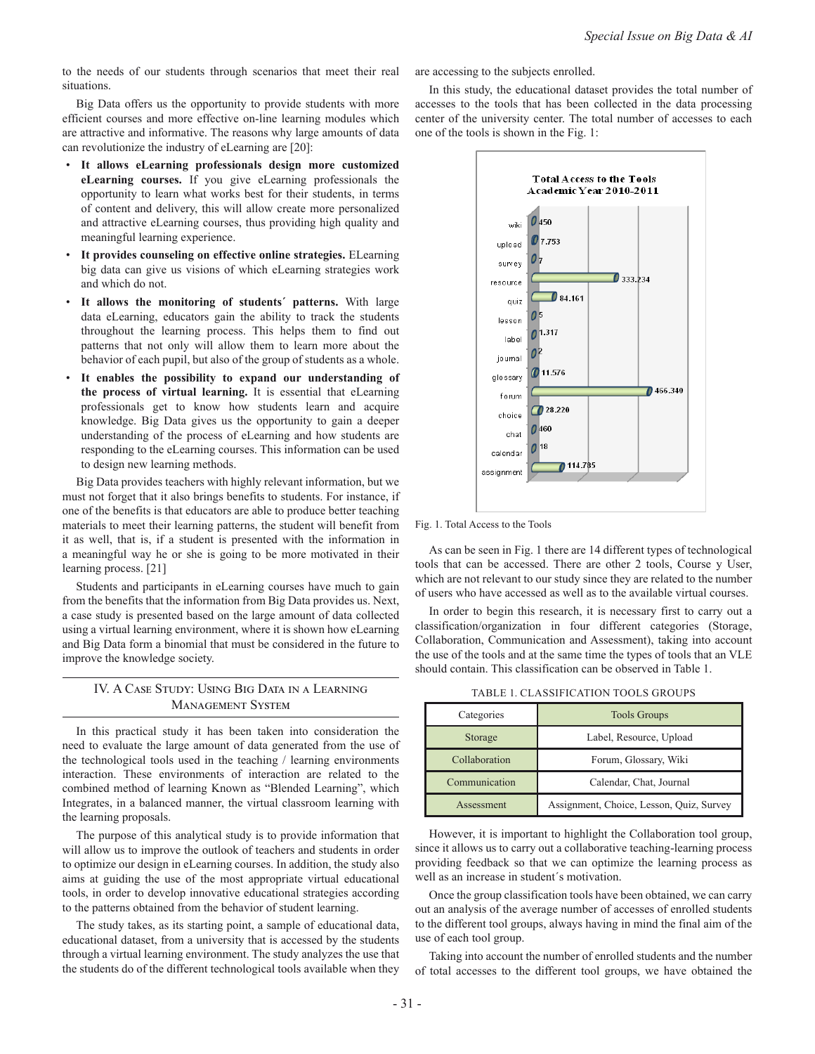to the needs of our students through scenarios that meet their real situations.

Big Data offers us the opportunity to provide students with more efficient courses and more effective on-line learning modules which are attractive and informative. The reasons why large amounts of data can revolutionize the industry of eLearning are [20]:

- **It allows eLearning professionals design more customized eLearning courses.** If you give eLearning professionals the opportunity to learn what works best for their students, in terms of content and delivery, this will allow create more personalized and attractive eLearning courses, thus providing high quality and meaningful learning experience.
- **It provides counseling on effective online strategies.** ELearning big data can give us visions of which eLearning strategies work and which do not.
- **It allows the monitoring of students´ patterns.** With large data eLearning, educators gain the ability to track the students throughout the learning process. This helps them to find out patterns that not only will allow them to learn more about the behavior of each pupil, but also of the group of students as a whole.
- **It enables the possibility to expand our understanding of the process of virtual learning.** It is essential that eLearning professionals get to know how students learn and acquire knowledge. Big Data gives us the opportunity to gain a deeper understanding of the process of eLearning and how students are responding to the eLearning courses. This information can be used to design new learning methods.

Big Data provides teachers with highly relevant information, but we must not forget that it also brings benefits to students. For instance, if one of the benefits is that educators are able to produce better teaching materials to meet their learning patterns, the student will benefit from it as well, that is, if a student is presented with the information in a meaningful way he or she is going to be more motivated in their learning process. [21]

Students and participants in eLearning courses have much to gain from the benefits that the information from Big Data provides us. Next, a case study is presented based on the large amount of data collected using a virtual learning environment, where it is shown how eLearning and Big Data form a binomial that must be considered in the future to improve the knowledge society.

## IV. A Case Study: Using Big Data in a Learning Management System

In this practical study it has been taken into consideration the need to evaluate the large amount of data generated from the use of the technological tools used in the teaching / learning environments interaction. These environments of interaction are related to the combined method of learning Known as "Blended Learning", which Integrates, in a balanced manner, the virtual classroom learning with the learning proposals.

The purpose of this analytical study is to provide information that will allow us to improve the outlook of teachers and students in order to optimize our design in eLearning courses. In addition, the study also aims at guiding the use of the most appropriate virtual educational tools, in order to develop innovative educational strategies according to the patterns obtained from the behavior of student learning.

The study takes, as its starting point, a sample of educational data, educational dataset, from a university that is accessed by the students through a virtual learning environment. The study analyzes the use that the students do of the different technological tools available when they are accessing to the subjects enrolled.

In this study, the educational dataset provides the total number of accesses to the tools that has been collected in the data processing center of the university center. The total number of accesses to each one of the tools is shown in the Fig. 1:

**Total Access to the Tools Academic Year 2010-2011**

| Tool | Accesses |
|---|---|
| wiki | 450 |
| upload | 7.753 |
| survey | 7 |
| resource | 333.234 |
| quiz | 84.161 |
| lesson | 5 |
| label | 1.317 |
| journal | 2 |
| glossary | 11.576 |
| forum | 466.340 |
| choice | 28.220 |
| chat | 460 |
| calendar | 18 |
| assignment | 114.785 |

Fig. 1. Total Access to the Tools

As can be seen in Fig. 1 there are 14 different types of technological tools that can be accessed. There are other 2 tools, Course y User, which are not relevant to our study since they are related to the number of users who have accessed as well as to the available virtual courses.

In order to begin this research, it is necessary first to carry out a classification/organization in four different categories (Storage, Collaboration, Communication and Assessment), taking into account the use of the tools and at the same time the types of tools that an VLE should contain. This classification can be observed in Table 1.

TABLE 1. CLASSIFICATION TOOLS GROUPS

| Categories | Tools Groups |
|---|---|
| Storage | Label, Resource, Upload |
| Collaboration | Forum, Glossary, Wiki |
| Communication | Calendar, Chat, Journal |
| Assessment | Assignment, Choice, Lesson, Quiz, Survey |

However, it is important to highlight the Collaboration tool group, since it allows us to carry out a collaborative teaching-learning process providing feedback so that we can optimize the learning process as well as an increase in student´s motivation.

Once the group classification tools have been obtained, we can carry out an analysis of the average number of accesses of enrolled students to the different tool groups, always having in mind the final aim of the use of each tool group.

Taking into account the number of enrolled students and the number of total accesses to the different tool groups, we have obtained the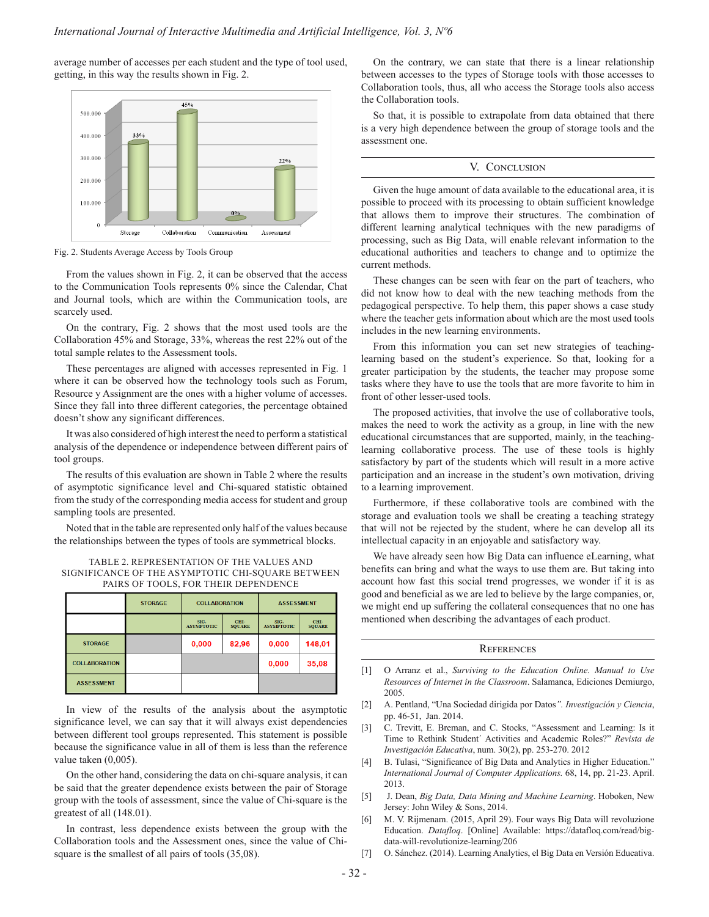average number of accesses per each student and the type of tool used, getting, in this way the results shown in Fig. 2.

Fig. 2. Students Average Access by Tools Group

From the values shown in Fig. 2, it can be observed that the access to the Communication Tools represents 0% since the Calendar, Chat and Journal tools, which are within the Communication tools, are scarcely used.

On the contrary, Fig. 2 shows that the most used tools are the Collaboration 45% and Storage, 33%, whereas the rest 22% out of the total sample relates to the Assessment tools.

These percentages are aligned with accesses represented in Fig. 1 where it can be observed how the technology tools such as Forum, Resource y Assignment are the ones with a higher volume of accesses. Since they fall into three different categories, the percentage obtained doesn't show any significant differences.

It was also considered of high interest the need to perform a statistical analysis of the dependence or independence between different pairs of tool groups.

The results of this evaluation are shown in Table 2 where the results of asymptotic significance level and Chi-squared statistic obtained from the study of the corresponding media access for student and group sampling tools are presented.

Noted that in the table are represented only half of the values because the relationships between the types of tools are symmetrical blocks.

TABLE 2. REPRESENTATION OF THE VALUES AND SIGNIFICANCE OF THE ASYMPTOTIC CHI-SQUARE BETWEEN PAIRS OF TOOLS, FOR THEIR DEPENDENCE

| | STORAGE | COLLABORATION | | ASSESSMENT | |
|---|---|---|---|---|---|
| | | SIG. ASYMPTOTIC | CHI-SQUARE | SIG. ASYMPTOTIC | CHI-SQUARE |
| STORAGE | | 0,000 | 82,96 | 0,000 | 148,01 |
| COLLABORATION | | | | 0,000 | 35,08 |
| ASSESSMENT | | | | | |

In view of the results of the analysis about the asymptotic significance level, we can say that it will always exist dependencies between different tool groups represented. This statement is possible because the significance value in all of them is less than the reference value taken (0,005).

On the other hand, considering the data on chi-square analysis, it can be said that the greater dependence exists between the pair of Storage group with the tools of assessment, since the value of Chi-square is the greatest of all (148.01).

In contrast, less dependence exists between the group with the Collaboration tools and the Assessment ones, since the value of Chi-square is the smallest of all pairs of tools (35,08).

On the contrary, we can state that there is a linear relationship between accesses to the types of Storage tools with those accesses to Collaboration tools, thus, all who access the Storage tools also access the Collaboration tools.

So that, it is possible to extrapolate from data obtained that there is a very high dependence between the group of storage tools and the assessment one.

## V. Conclusion

Given the huge amount of data available to the educational area, it is possible to proceed with its processing to obtain sufficient knowledge that allows them to improve their structures. The combination of different learning analytical techniques with the new paradigms of processing, such as Big Data, will enable relevant information to the educational authorities and teachers to change and to optimize the current methods.

These changes can be seen with fear on the part of teachers, who did not know how to deal with the new teaching methods from the pedagogical perspective. To help them, this paper shows a case study where the teacher gets information about which are the most used tools includes in the new learning environments.

From this information you can set new strategies of teaching-learning based on the student's experience. So that, looking for a greater participation by the students, the teacher may propose some tasks where they have to use the tools that are more favorite to him in front of other lesser-used tools.

The proposed activities, that involve the use of collaborative tools, makes the need to work the activity as a group, in line with the new educational circumstances that are supported, mainly, in the teaching-learning collaborative process. The use of these tools is highly satisfactory by part of the students which will result in a more active participation and an increase in the student's own motivation, driving to a learning improvement.

Furthermore, if these collaborative tools are combined with the storage and evaluation tools we shall be creating a teaching strategy that will not be rejected by the student, where he can develop all its intellectual capacity in an enjoyable and satisfactory way.

We have already seen how Big Data can influence eLearning, what benefits can bring and what the ways to use them are. But taking into account how fast this social trend progresses, we wonder if it is as good and beneficial as we are led to believe by the large companies, or, we might end up suffering the collateral consequences that no one has mentioned when describing the advantages of each product.

## References

[1] O Arranz et al., *Surviving to the Education Online. Manual to Use Resources of Internet in the Classroom*. Salamanca, Ediciones Demiurgo, 2005.

[2] A. Pentland, "Una Sociedad dirigida por Datos*". Investigación y Ciencia*, pp. 46-51, Jan. 2014.

[3] C. Trevitt, E. Breman, and C. Stocks, "Assessment and Learning: Is it Time to Rethink Student´ Activities and Academic Roles?" *Revista de Investigación Educativa*, num. 30(2), pp. 253-270. 2012

[4] B. Tulasi, "Significance of Big Data and Analytics in Higher Education." *International Journal of Computer Applications.* 68, 14, pp. 21-23. April. 2013.

[5] J. Dean, *Big Data, Data Mining and Machine Learning*. Hoboken, New Jersey: John Wiley & Sons, 2014.

[6] M. V. Rijmenam. (2015, April 29). Four ways Big Data will revoluzione Education. *Datafloq*. [Online] Available: https://datafloq.com/read/big-data-will-revolutionize-learning/206

[7] O. Sánchez. (2014). Learning Analytics, el Big Data en Versión Educativa.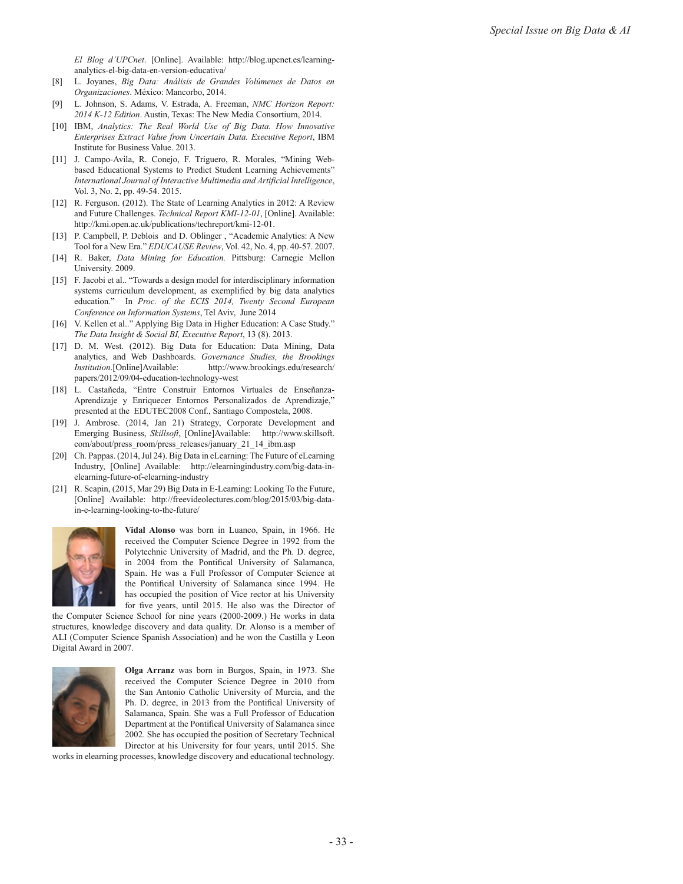*El Blog d'UPCnet*. [Online]. Available: http://blog.upcnet.es/learning-analytics-el-big-data-en-version-educativa/

[8] L. Joyanes, *Big Data: Análisis de Grandes Volúmenes de Datos en Organizaciones*. México: Mancorbo, 2014.

[9] L. Johnson, S. Adams, V. Estrada, A. Freeman, *NMC Horizon Report: 2014 K-12 Edition*. Austin, Texas: The New Media Consortium, 2014.

[10] IBM, *Analytics: The Real World Use of Big Data. How Innovative Enterprises Extract Value from Uncertain Data. Executive Report*, IBM Institute for Business Value. 2013.

[11] J. Campo-Avila, R. Conejo, F. Triguero, R. Morales, "Mining Web-based Educational Systems to Predict Student Learning Achievements" *International Journal of Interactive Multimedia and Artificial Intelligence*, Vol. 3, No. 2, pp. 49-54. 2015.

[12] R. Ferguson. (2012). The State of Learning Analytics in 2012: A Review and Future Challenges. *Technical Report KMI-12-01*, [Online]. Available: http://kmi.open.ac.uk/publications/techreport/kmi-12-01.

[13] P. Campbell, P. Deblois and D. Oblinger , "Academic Analytics: A New Tool for a New Era." *EDUCAUSE Review*, Vol. 42, No. 4, pp. 40-57. 2007.

[14] R. Baker, *Data Mining for Education.* Pittsburg: Carnegie Mellon University. 2009.

[15] F. Jacobi et al.. "Towards a design model for interdisciplinary information systems curriculum development, as exemplified by big data analytics education." In *Proc. of the ECIS 2014, Twenty Second European Conference on Information Systems*, Tel Aviv, June 2014

[16] V. Kellen et al.." Applying Big Data in Higher Education: A Case Study." *The Data Insight & Social BI, Executive Report*, 13 (8). 2013.

[17] D. M. West. (2012). Big Data for Education: Data Mining, Data analytics, and Web Dashboards. *Governance Studies, the Brookings Institution*.[Online]Available: http://www.brookings.edu/research/papers/2012/09/04-education-technology-west

[18] L. Castañeda, "Entre Construir Entornos Virtuales de Enseñanza-Aprendizaje y Enriquecer Entornos Personalizados de Aprendizaje," presented at the EDUTEC2008 Conf., Santiago Compostela, 2008.

[19] J. Ambrose. (2014, Jan 21) Strategy, Corporate Development and Emerging Business, *Skillsoft*, [Online]Available: http://www.skillsoft.com/about/press_room/press_releases/january_21_14_ibm.asp

[20] Ch. Pappas. (2014, Jul 24). Big Data in eLearning: The Future of eLearning Industry, [Online] Available: http://elearningindustry.com/big-data-in-elearning-future-of-elearning-industry

[21] R. Scapin, (2015, Mar 29) Big Data in E-Learning: Looking To the Future, [Online] Available: http://freevideolectures.com/blog/2015/03/big-data-in-e-learning-looking-to-the-future/

**Vidal Alonso** was born in Luanco, Spain, in 1966. He received the Computer Science Degree in 1992 from the Polytechnic University of Madrid, and the Ph. D. degree, in 2004 from the Pontifical University of Salamanca, Spain. He was a Full Professor of Computer Science at the Pontifical University of Salamanca since 1994. He has occupied the position of Vice rector at his University for five years, until 2015. He also was the Director of the Computer Science School for nine years (2000-2009.) He works in data structures, knowledge discovery and data quality. Dr. Alonso is a member of ALI (Computer Science Spanish Association) and he won the Castilla y Leon Digital Award in 2007.

**Olga Arranz** was born in Burgos, Spain, in 1973. She received the Computer Science Degree in 2010 from the San Antonio Catholic University of Murcia, and the Ph. D. degree, in 2013 from the Pontifical University of Salamanca, Spain. She was a Full Professor of Education Department at the Pontifical University of Salamanca since 2002. She has occupied the position of Secretary Technical Director at his University for four years, until 2015. She works in elearning processes, knowledge discovery and educational technology.